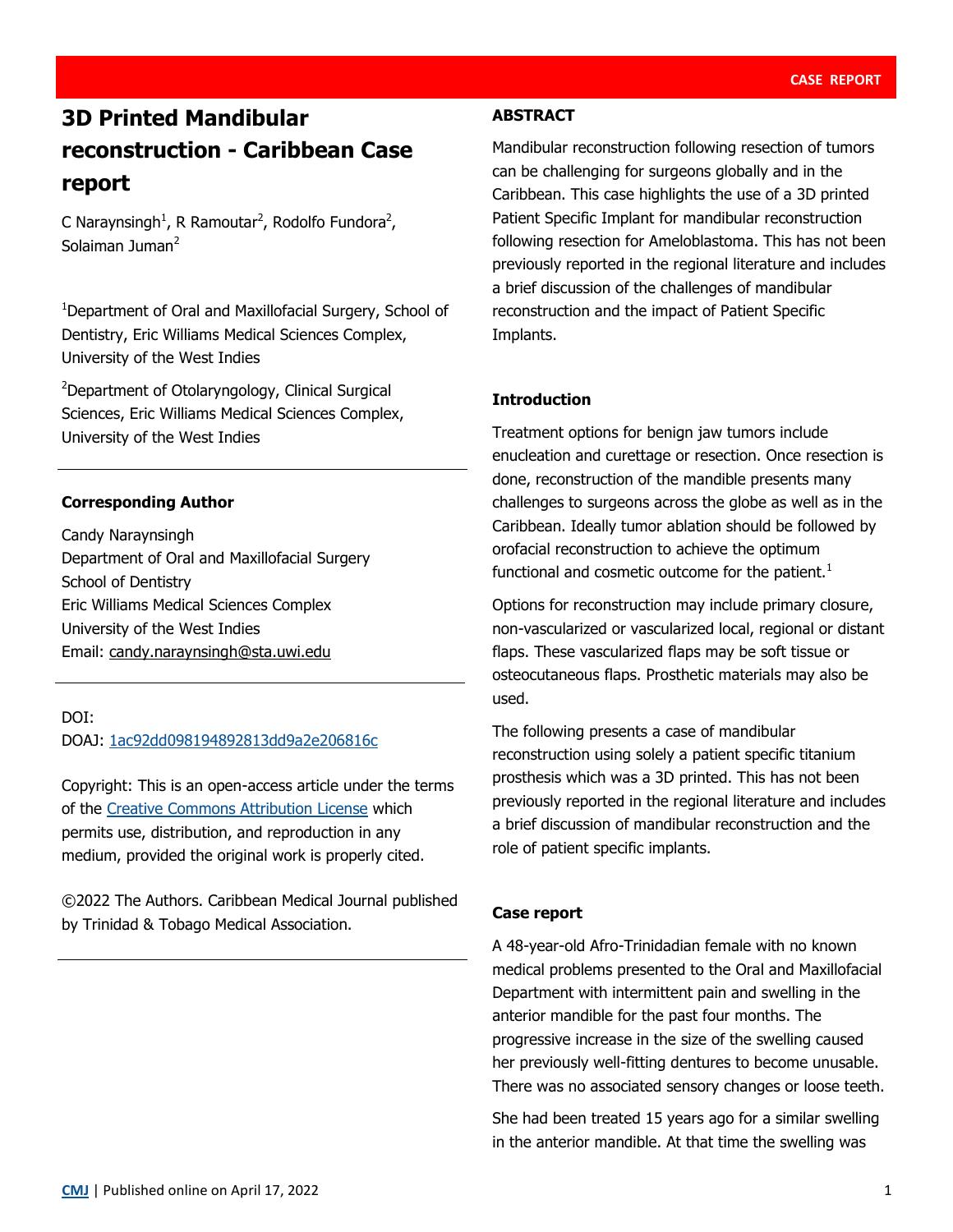# 3D Printed Mandibular reconstruction - Caribbean Case report

C Naraynsingh[1], R Ramoutar[2], Rodolfo Fundora[2], Solaiman Juman[2]

[1]Department of Oral and Maxillofacial Surgery, School of Dentistry, Eric Williams Medical Sciences Complex, University of the West Indies

[2]Department of Otolaryngology, Clinical Surgical Sciences, Eric Williams Medical Sciences Complex, University of the West Indies

---

**Corresponding Author**

Candy Naraynsingh
Department of Oral and Maxillofacial Surgery
School of Dentistry
Eric Williams Medical Sciences Complex
University of the West Indies
Email: candy.naraynsingh@sta.uwi.edu

---

DOI:
DOAJ: 1ac92dd098194892813dd9a2e206816c

Copyright: This is an open-access article under the terms of the Creative Commons Attribution License which permits use, distribution, and reproduction in any medium, provided the original work is properly cited.

©2022 The Authors. Caribbean Medical Journal published by Trinidad & Tobago Medical Association.

---

**ABSTRACT**

Mandibular reconstruction following resection of tumors can be challenging for surgeons globally and in the Caribbean. This case highlights the use of a 3D printed Patient Specific Implant for mandibular reconstruction following resection for Ameloblastoma. This has not been previously reported in the regional literature and includes a brief discussion of the challenges of mandibular reconstruction and the impact of Patient Specific Implants.

## Introduction

Treatment options for benign jaw tumors include enucleation and curettage or resection. Once resection is done, reconstruction of the mandible presents many challenges to surgeons across the globe as well as in the Caribbean. Ideally tumor ablation should be followed by orofacial reconstruction to achieve the optimum functional and cosmetic outcome for the patient.[1]

Options for reconstruction may include primary closure, non-vascularized or vascularized local, regional or distant flaps. These vascularized flaps may be soft tissue or osteocutaneous flaps. Prosthetic materials may also be used.

The following presents a case of mandibular reconstruction using solely a patient specific titanium prosthesis which was a 3D printed. This has not been previously reported in the regional literature and includes a brief discussion of mandibular reconstruction and the role of patient specific implants.

## Case report

A 48-year-old Afro-Trinidadian female with no known medical problems presented to the Oral and Maxillofacial Department with intermittent pain and swelling in the anterior mandible for the past four months. The progressive increase in the size of the swelling caused her previously well-fitting dentures to become unusable. There was no associated sensory changes or loose teeth.

She had been treated 15 years ago for a similar swelling in the anterior mandible. At that time the swelling was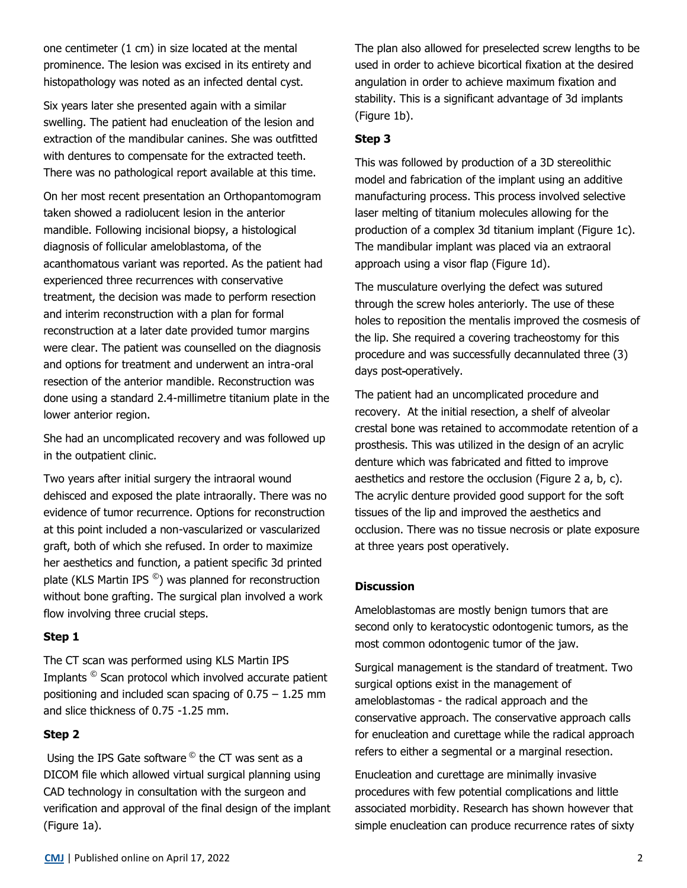one centimeter (1 cm) in size located at the mental prominence. The lesion was excised in its entirety and histopathology was noted as an infected dental cyst.

Six years later she presented again with a similar swelling. The patient had enucleation of the lesion and extraction of the mandibular canines. She was outfitted with dentures to compensate for the extracted teeth. There was no pathological report available at this time.

On her most recent presentation an Orthopantomogram taken showed a radiolucent lesion in the anterior mandible. Following incisional biopsy, a histological diagnosis of follicular ameloblastoma, of the acanthomatous variant was reported. As the patient had experienced three recurrences with conservative treatment, the decision was made to perform resection and interim reconstruction with a plan for formal reconstruction at a later date provided tumor margins were clear. The patient was counselled on the diagnosis and options for treatment and underwent an intra-oral resection of the anterior mandible. Reconstruction was done using a standard 2.4-millimetre titanium plate in the lower anterior region.

She had an uncomplicated recovery and was followed up in the outpatient clinic.

Two years after initial surgery the intraoral wound dehisced and exposed the plate intraorally. There was no evidence of tumor recurrence. Options for reconstruction at this point included a non-vascularized or vascularized graft, both of which she refused. In order to maximize her aesthetics and function, a patient specific 3d printed plate (KLS Martin IPS ©) was planned for reconstruction without bone grafting. The surgical plan involved a work flow involving three crucial steps.

**Step 1**

The CT scan was performed using KLS Martin IPS Implants © Scan protocol which involved accurate patient positioning and included scan spacing of 0.75 – 1.25 mm and slice thickness of 0.75 -1.25 mm.

**Step 2**

Using the IPS Gate software © the CT was sent as a DICOM file which allowed virtual surgical planning using CAD technology in consultation with the surgeon and verification and approval of the final design of the implant (Figure 1a).

The plan also allowed for preselected screw lengths to be used in order to achieve bicortical fixation at the desired angulation in order to achieve maximum fixation and stability. This is a significant advantage of 3d implants (Figure 1b).

**Step 3**

This was followed by production of a 3D stereolithic model and fabrication of the implant using an additive manufacturing process. This process involved selective laser melting of titanium molecules allowing for the production of a complex 3d titanium implant (Figure 1c). The mandibular implant was placed via an extraoral approach using a visor flap (Figure 1d).

The musculature overlying the defect was sutured through the screw holes anteriorly. The use of these holes to reposition the mentalis improved the cosmesis of the lip. She required a covering tracheostomy for this procedure and was successfully decannulated three (3) days post-operatively.

The patient had an uncomplicated procedure and recovery. At the initial resection, a shelf of alveolar crestal bone was retained to accommodate retention of a prosthesis. This was utilized in the design of an acrylic denture which was fabricated and fitted to improve aesthetics and restore the occlusion (Figure 2 a, b, c). The acrylic denture provided good support for the soft tissues of the lip and improved the aesthetics and occlusion. There was no tissue necrosis or plate exposure at three years post operatively.

## Discussion

Ameloblastomas are mostly benign tumors that are second only to keratocystic odontogenic tumors, as the most common odontogenic tumor of the jaw.

Surgical management is the standard of treatment. Two surgical options exist in the management of ameloblastomas - the radical approach and the conservative approach. The conservative approach calls for enucleation and curettage while the radical approach refers to either a segmental or a marginal resection.

Enucleation and curettage are minimally invasive procedures with few potential complications and little associated morbidity. Research has shown however that simple enucleation can produce recurrence rates of sixty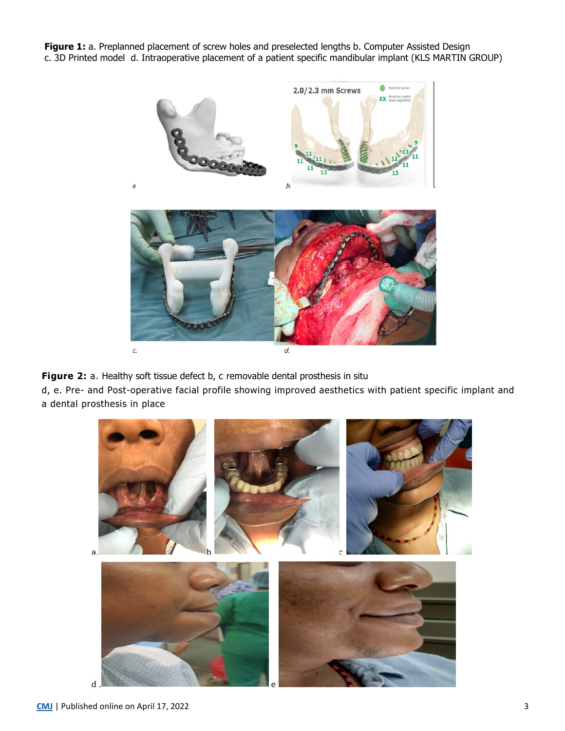**Figure 1:** a. Preplanned placement of screw holes and preselected lengths b. Computer Assisted Design c. 3D Printed model d. Intraoperative placement of a patient specific mandibular implant (KLS MARTIN GROUP)

**Figure 2:** a. Healthy soft tissue defect b, c removable dental prosthesis in situ d, e. Pre- and Post-operative facial profile showing improved aesthetics with patient specific implant and a dental prosthesis in place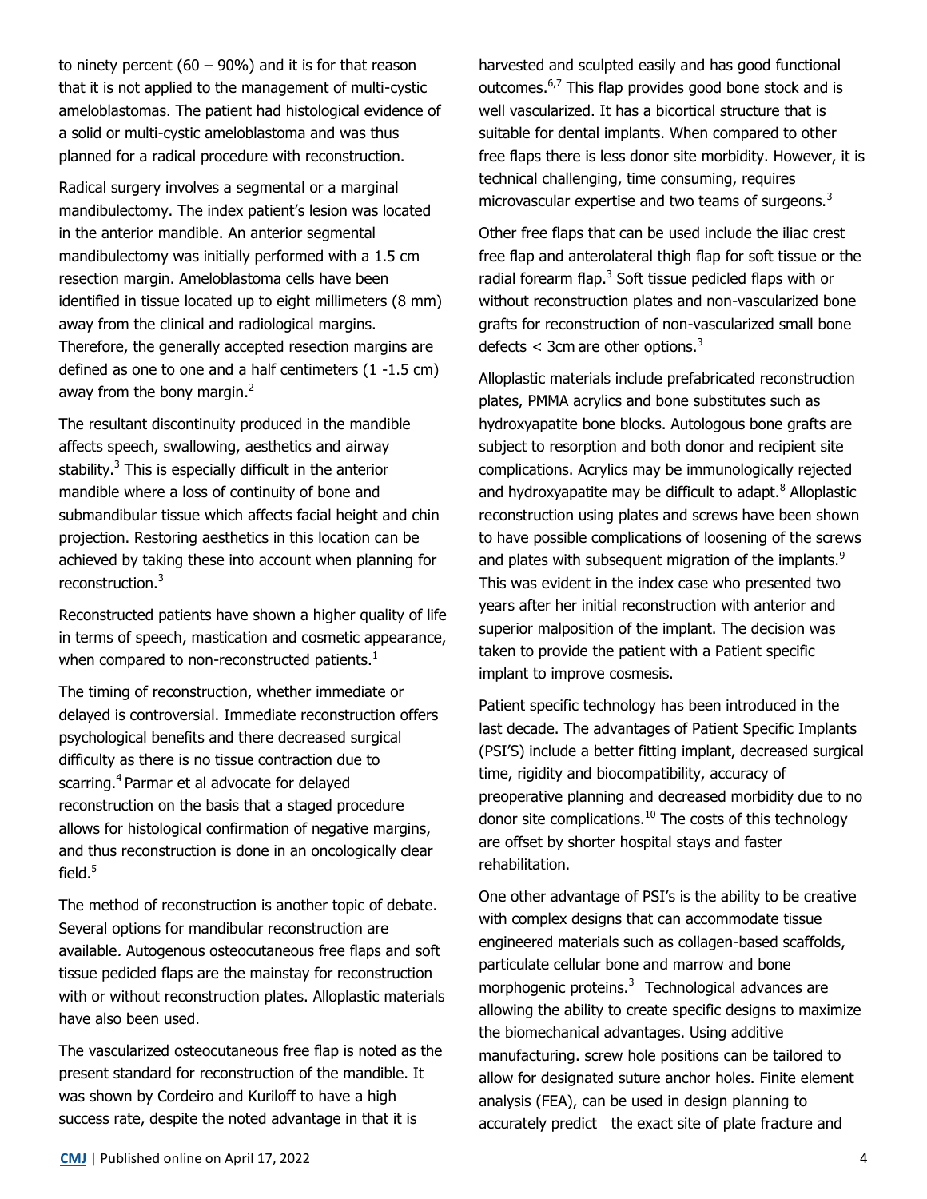to ninety percent (60 – 90%) and it is for that reason that it is not applied to the management of multi-cystic ameloblastomas. The patient had histological evidence of a solid or multi-cystic ameloblastoma and was thus planned for a radical procedure with reconstruction.

Radical surgery involves a segmental or a marginal mandibulectomy. The index patient's lesion was located in the anterior mandible. An anterior segmental mandibulectomy was initially performed with a 1.5 cm resection margin. Ameloblastoma cells have been identified in tissue located up to eight millimeters (8 mm) away from the clinical and radiological margins. Therefore, the generally accepted resection margins are defined as one to one and a half centimeters (1 -1.5 cm) away from the bony margin.[2]

The resultant discontinuity produced in the mandible affects speech, swallowing, aesthetics and airway stability.[3] This is especially difficult in the anterior mandible where a loss of continuity of bone and submandibular tissue which affects facial height and chin projection. Restoring aesthetics in this location can be achieved by taking these into account when planning for reconstruction.[3]

Reconstructed patients have shown a higher quality of life in terms of speech, mastication and cosmetic appearance, when compared to non-reconstructed patients.[1]

The timing of reconstruction, whether immediate or delayed is controversial. Immediate reconstruction offers psychological benefits and there decreased surgical difficulty as there is no tissue contraction due to scarring.[4] Parmar et al advocate for delayed reconstruction on the basis that a staged procedure allows for histological confirmation of negative margins, and thus reconstruction is done in an oncologically clear field.[5]

The method of reconstruction is another topic of debate. Several options for mandibular reconstruction are available. Autogenous osteocutaneous free flaps and soft tissue pedicled flaps are the mainstay for reconstruction with or without reconstruction plates. Alloplastic materials have also been used.

The vascularized osteocutaneous free flap is noted as the present standard for reconstruction of the mandible. It was shown by Cordeiro and Kuriloff to have a high success rate, despite the noted advantage in that it is harvested and sculpted easily and has good functional outcomes.[6,7] This flap provides good bone stock and is well vascularized. It has a bicortical structure that is suitable for dental implants. When compared to other free flaps there is less donor site morbidity. However, it is technical challenging, time consuming, requires microvascular expertise and two teams of surgeons.[3]

Other free flaps that can be used include the iliac crest free flap and anterolateral thigh flap for soft tissue or the radial forearm flap.[3] Soft tissue pedicled flaps with or without reconstruction plates and non-vascularized bone grafts for reconstruction of non-vascularized small bone defects < 3cm are other options.[3]

Alloplastic materials include prefabricated reconstruction plates, PMMA acrylics and bone substitutes such as hydroxyapatite bone blocks. Autologous bone grafts are subject to resorption and both donor and recipient site complications. Acrylics may be immunologically rejected and hydroxyapatite may be difficult to adapt.[8] Alloplastic reconstruction using plates and screws have been shown to have possible complications of loosening of the screws and plates with subsequent migration of the implants.[9] This was evident in the index case who presented two years after her initial reconstruction with anterior and superior malposition of the implant. The decision was taken to provide the patient with a Patient specific implant to improve cosmesis.

Patient specific technology has been introduced in the last decade. The advantages of Patient Specific Implants (PSI'S) include a better fitting implant, decreased surgical time, rigidity and biocompatibility, accuracy of preoperative planning and decreased morbidity due to no donor site complications.[10] The costs of this technology are offset by shorter hospital stays and faster rehabilitation.

One other advantage of PSI's is the ability to be creative with complex designs that can accommodate tissue engineered materials such as collagen-based scaffolds, particulate cellular bone and marrow and bone morphogenic proteins.[3] Technological advances are allowing the ability to create specific designs to maximize the biomechanical advantages. Using additive manufacturing. screw hole positions can be tailored to allow for designated suture anchor holes. Finite element analysis (FEA), can be used in design planning to accurately predict the exact site of plate fracture and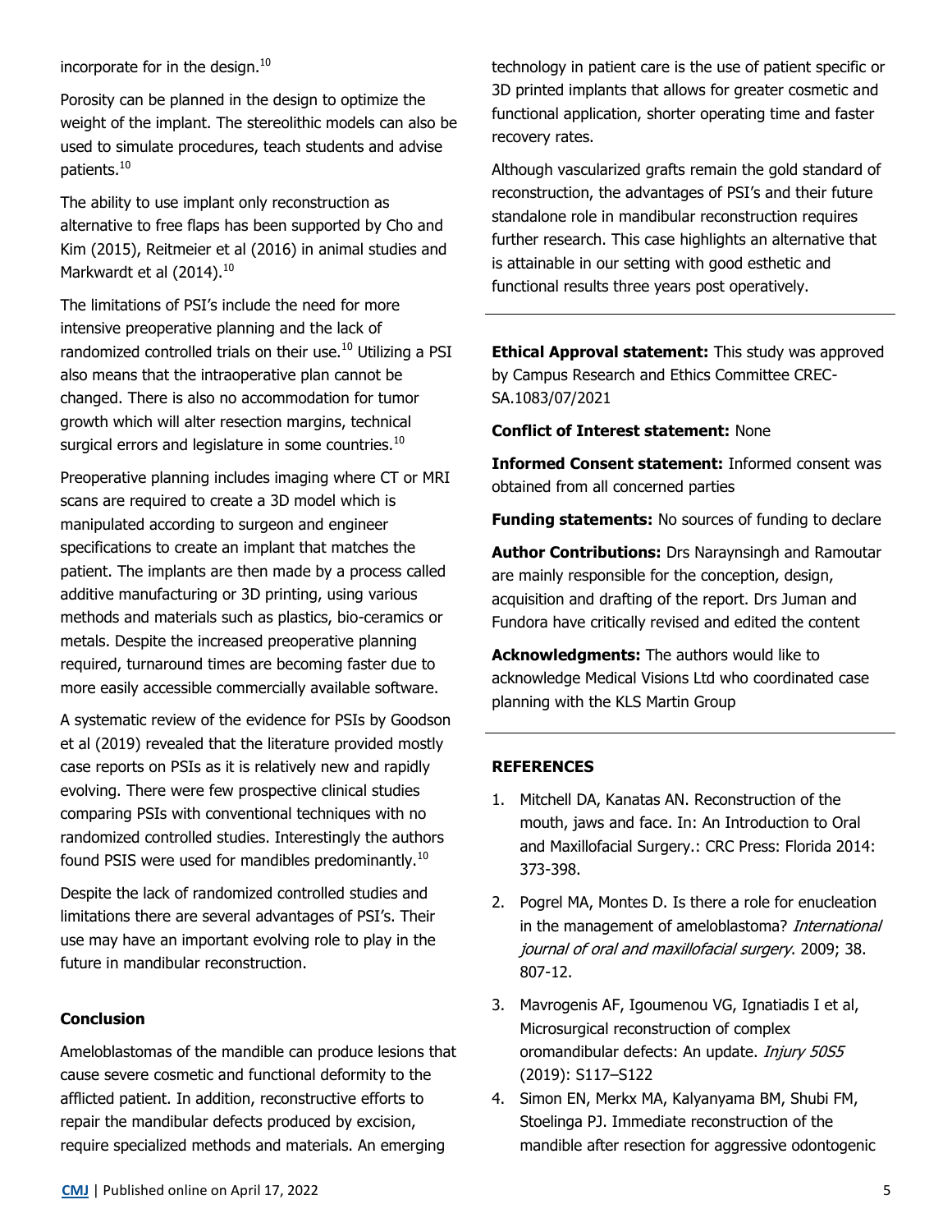incorporate for in the design.[10]

Porosity can be planned in the design to optimize the weight of the implant. The stereolithic models can also be used to simulate procedures, teach students and advise patients.[10]

The ability to use implant only reconstruction as alternative to free flaps has been supported by Cho and Kim (2015), Reitmeier et al (2016) in animal studies and Markwardt et al (2014).[10]

The limitations of PSI's include the need for more intensive preoperative planning and the lack of randomized controlled trials on their use.[10] Utilizing a PSI also means that the intraoperative plan cannot be changed. There is also no accommodation for tumor growth which will alter resection margins, technical surgical errors and legislature in some countries.[10]

Preoperative planning includes imaging where CT or MRI scans are required to create a 3D model which is manipulated according to surgeon and engineer specifications to create an implant that matches the patient. The implants are then made by a process called additive manufacturing or 3D printing, using various methods and materials such as plastics, bio-ceramics or metals. Despite the increased preoperative planning required, turnaround times are becoming faster due to more easily accessible commercially available software.

A systematic review of the evidence for PSIs by Goodson et al (2019) revealed that the literature provided mostly case reports on PSIs as it is relatively new and rapidly evolving. There were few prospective clinical studies comparing PSIs with conventional techniques with no randomized controlled studies. Interestingly the authors found PSIS were used for mandibles predominantly.[10]

Despite the lack of randomized controlled studies and limitations there are several advantages of PSI's. Their use may have an important evolving role to play in the future in mandibular reconstruction.

### Conclusion

Ameloblastomas of the mandible can produce lesions that cause severe cosmetic and functional deformity to the afflicted patient. In addition, reconstructive efforts to repair the mandibular defects produced by excision, require specialized methods and materials. An emerging technology in patient care is the use of patient specific or 3D printed implants that allows for greater cosmetic and functional application, shorter operating time and faster recovery rates.

Although vascularized grafts remain the gold standard of reconstruction, the advantages of PSI's and their future standalone role in mandibular reconstruction requires further research. This case highlights an alternative that is attainable in our setting with good esthetic and functional results three years post operatively.

---

**Ethical Approval statement:** This study was approved by Campus Research and Ethics Committee CREC-SA.1083/07/2021

**Conflict of Interest statement:** None

**Informed Consent statement:** Informed consent was obtained from all concerned parties

**Funding statements:** No sources of funding to declare

**Author Contributions:** Drs Naraynsingh and Ramoutar are mainly responsible for the conception, design, acquisition and drafting of the report. Drs Juman and Fundora have critically revised and edited the content

**Acknowledgments:** The authors would like to acknowledge Medical Visions Ltd who coordinated case planning with the KLS Martin Group

---

### REFERENCES

1. Mitchell DA, Kanatas AN. Reconstruction of the mouth, jaws and face. In: An Introduction to Oral and Maxillofacial Surgery.: CRC Press: Florida 2014: 373-398.
2. Pogrel MA, Montes D. Is there a role for enucleation in the management of ameloblastoma? *International journal of oral and maxillofacial surgery*. 2009; 38. 807-12.
3. Mavrogenis AF, Igoumenou VG, Ignatiadis I et al, Microsurgical reconstruction of complex oromandibular defects: An update. *Injury 50S5* (2019): S117–S122
4. Simon EN, Merkx MA, Kalyanyama BM, Shubi FM, Stoelinga PJ. Immediate reconstruction of the mandible after resection for aggressive odontogenic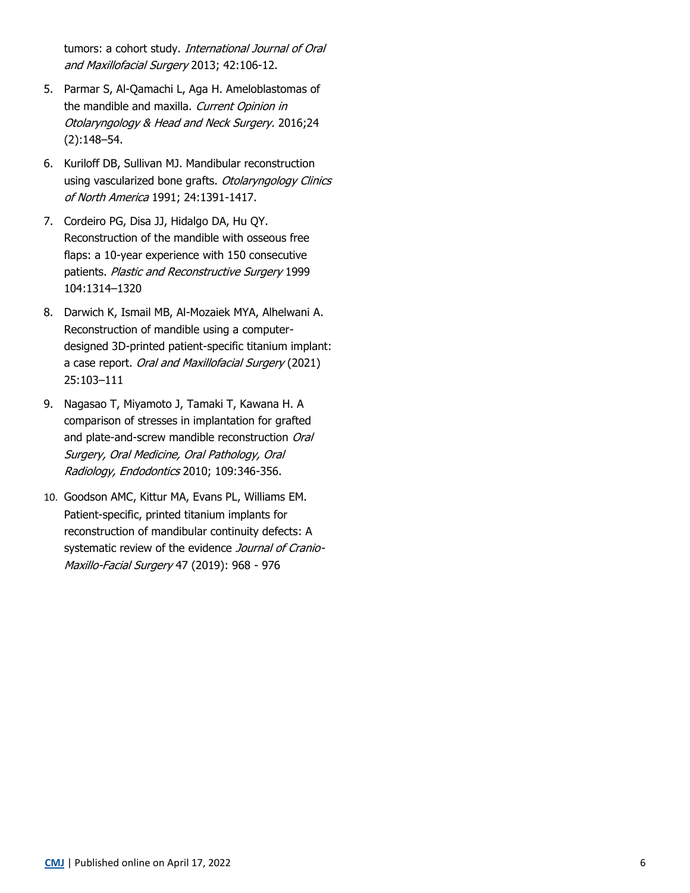tumors: a cohort study. *International Journal of Oral and Maxillofacial Surgery* 2013; 42:106-12.

5. Parmar S, Al-Qamachi L, Aga H. Ameloblastomas of the mandible and maxilla. *Current Opinion in Otolaryngology & Head and Neck Surgery.* 2016;24 (2):148–54.
6. Kuriloff DB, Sullivan MJ. Mandibular reconstruction using vascularized bone grafts. *Otolaryngology Clinics of North America* 1991; 24:1391-1417.
7. Cordeiro PG, Disa JJ, Hidalgo DA, Hu QY. Reconstruction of the mandible with osseous free flaps: a 10-year experience with 150 consecutive patients. *Plastic and Reconstructive Surgery* 1999 104:1314–1320
8. Darwich K, Ismail MB, Al-Mozaiek MYA, Alhelwani A. Reconstruction of mandible using a computer-designed 3D-printed patient-specific titanium implant: a case report. *Oral and Maxillofacial Surgery* (2021) 25:103–111
9. Nagasao T, Miyamoto J, Tamaki T, Kawana H. A comparison of stresses in implantation for grafted and plate-and-screw mandible reconstruction *Oral Surgery, Oral Medicine, Oral Pathology, Oral Radiology, Endodontics* 2010; 109:346-356.
10. Goodson AMC, Kittur MA, Evans PL, Williams EM. Patient-specific, printed titanium implants for reconstruction of mandibular continuity defects: A systematic review of the evidence *Journal of Cranio-Maxillo-Facial Surgery* 47 (2019): 968 - 976